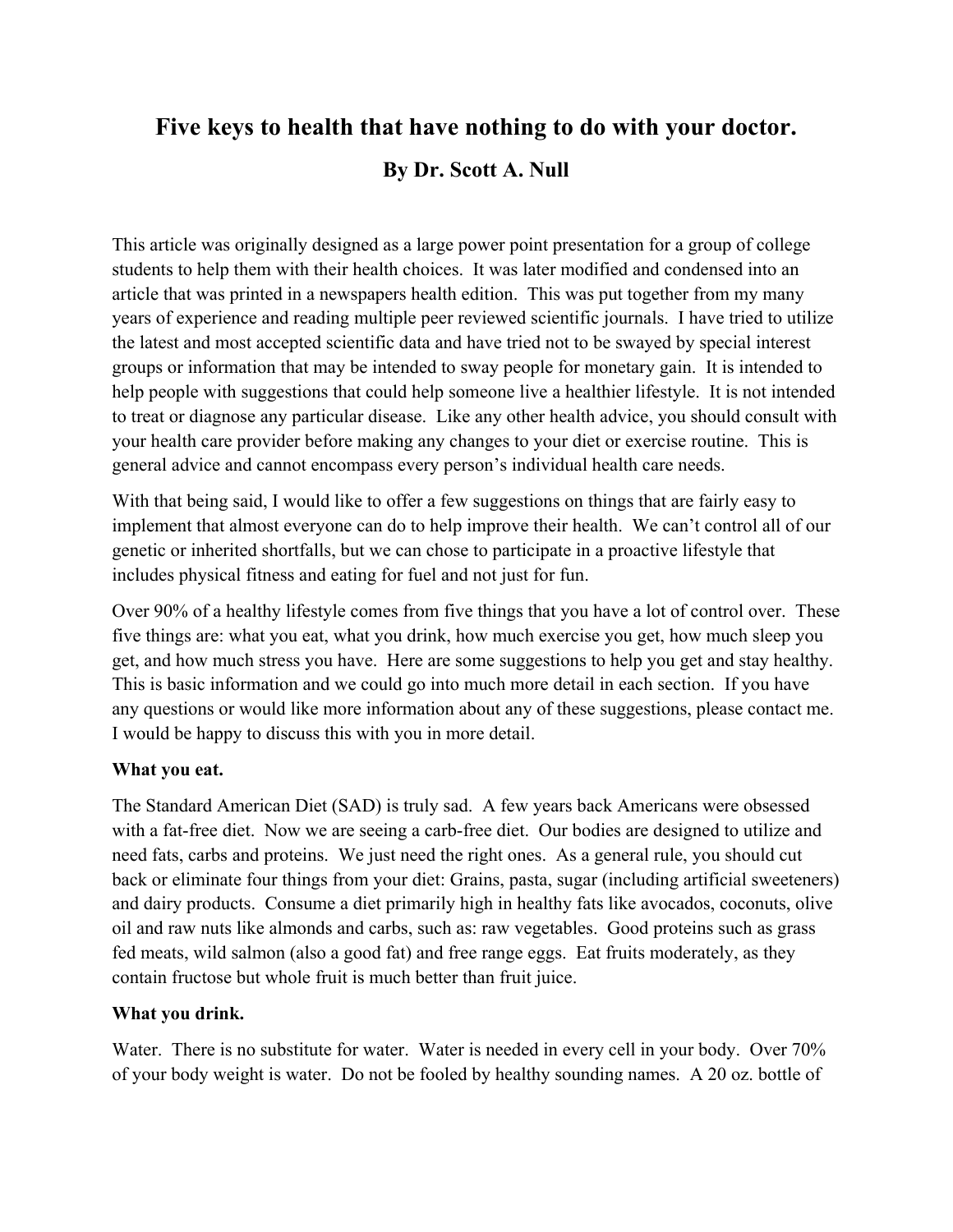# Five keys to health that have nothing to do with your doctor.

## By Dr. Scott A. Null

This article was originally designed as a large power point presentation for a group of college students to help them with their health choices. It was later modified and condensed into an article that was printed in a newspapers health edition. This was put together from my many years of experience and reading multiple peer reviewed scientific journals. I have tried to utilize the latest and most accepted scientific data and have tried not to be swayed by special interest groups or information that may be intended to sway people for monetary gain. It is intended to help people with suggestions that could help someone live a healthier lifestyle. It is not intended to treat or diagnose any particular disease. Like any other health advice, you should consult with your health care provider before making any changes to your diet or exercise routine. This is general advice and cannot encompass every person's individual health care needs.

With that being said, I would like to offer a few suggestions on things that are fairly easy to implement that almost everyone can do to help improve their health. We can't control all of our genetic or inherited shortfalls, but we can chose to participate in a proactive lifestyle that includes physical fitness and eating for fuel and not just for fun.

Over 90% of a healthy lifestyle comes from five things that you have a lot of control over. These five things are: what you eat, what you drink, how much exercise you get, how much sleep you get, and how much stress you have. Here are some suggestions to help you get and stay healthy. This is basic information and we could go into much more detail in each section. If you have any questions or would like more information about any of these suggestions, please contact me. I would be happy to discuss this with you in more detail.

**What you eat.**

The Standard American Diet (SAD) is truly sad. A few years back Americans were obsessed with a fat-free diet. Now we are seeing a carb-free diet. Our bodies are designed to utilize and need fats, carbs and proteins. We just need the right ones. As a general rule, you should cut back or eliminate four things from your diet: Grains, pasta, sugar (including artificial sweeteners) and dairy products. Consume a diet primarily high in healthy fats like avocados, coconuts, olive oil and raw nuts like almonds and carbs, such as: raw vegetables. Good proteins such as grass fed meats, wild salmon (also a good fat) and free range eggs. Eat fruits moderately, as they contain fructose but whole fruit is much better than fruit juice.

**What you drink.**

Water. There is no substitute for water. Water is needed in every cell in your body. Over 70% of your body weight is water. Do not be fooled by healthy sounding names. A 20 oz. bottle of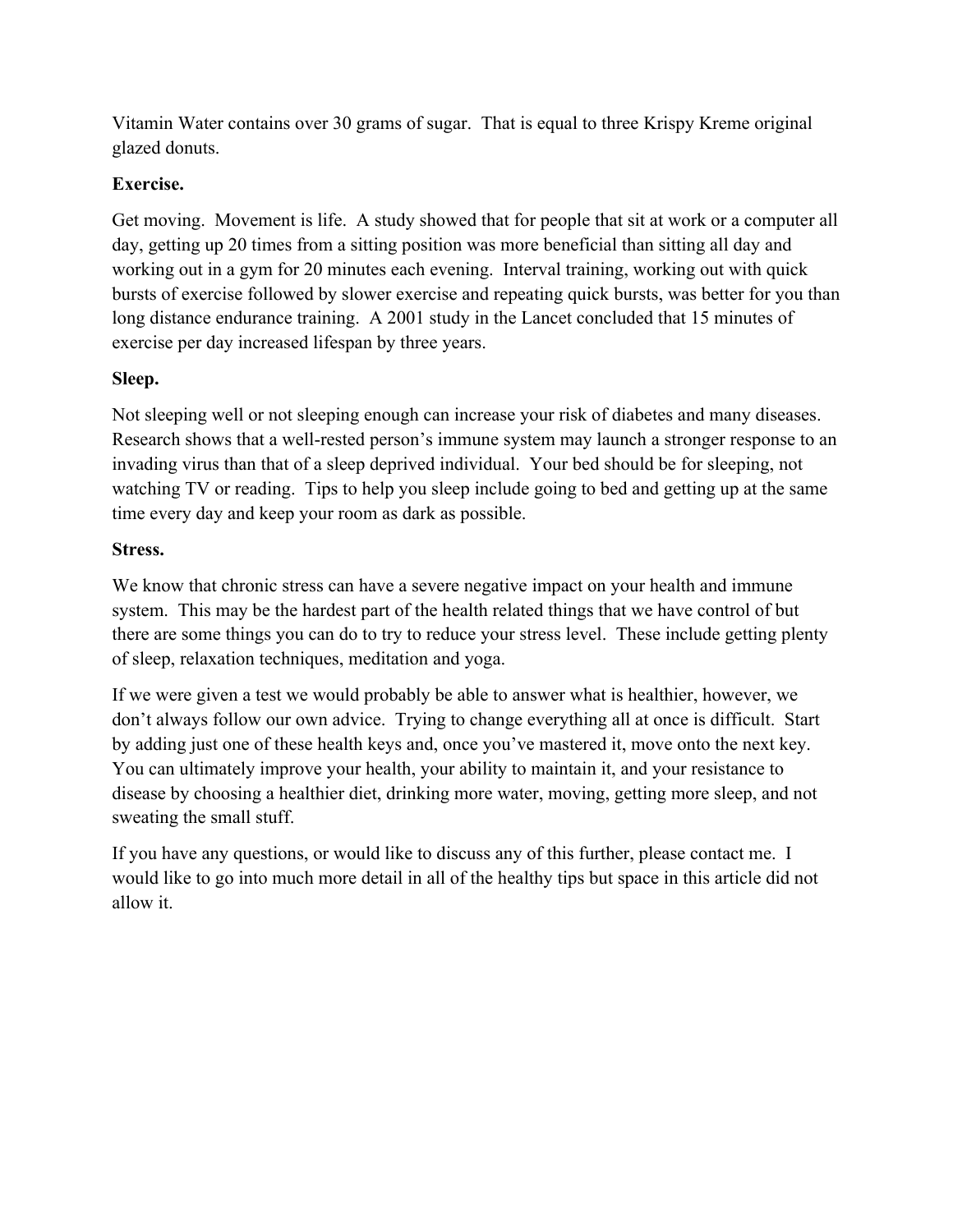Vitamin Water contains over 30 grams of sugar. That is equal to three Krispy Kreme original glazed donuts.

**Exercise.**

Get moving. Movement is life. A study showed that for people that sit at work or a computer all day, getting up 20 times from a sitting position was more beneficial than sitting all day and working out in a gym for 20 minutes each evening. Interval training, working out with quick bursts of exercise followed by slower exercise and repeating quick bursts, was better for you than long distance endurance training. A 2001 study in the Lancet concluded that 15 minutes of exercise per day increased lifespan by three years.

**Sleep.**

Not sleeping well or not sleeping enough can increase your risk of diabetes and many diseases. Research shows that a well-rested person's immune system may launch a stronger response to an invading virus than that of a sleep deprived individual. Your bed should be for sleeping, not watching TV or reading. Tips to help you sleep include going to bed and getting up at the same time every day and keep your room as dark as possible.

**Stress.**

We know that chronic stress can have a severe negative impact on your health and immune system. This may be the hardest part of the health related things that we have control of but there are some things you can do to try to reduce your stress level. These include getting plenty of sleep, relaxation techniques, meditation and yoga.

If we were given a test we would probably be able to answer what is healthier, however, we don't always follow our own advice. Trying to change everything all at once is difficult. Start by adding just one of these health keys and, once you've mastered it, move onto the next key. You can ultimately improve your health, your ability to maintain it, and your resistance to disease by choosing a healthier diet, drinking more water, moving, getting more sleep, and not sweating the small stuff.

If you have any questions, or would like to discuss any of this further, please contact me. I would like to go into much more detail in all of the healthy tips but space in this article did not allow it.